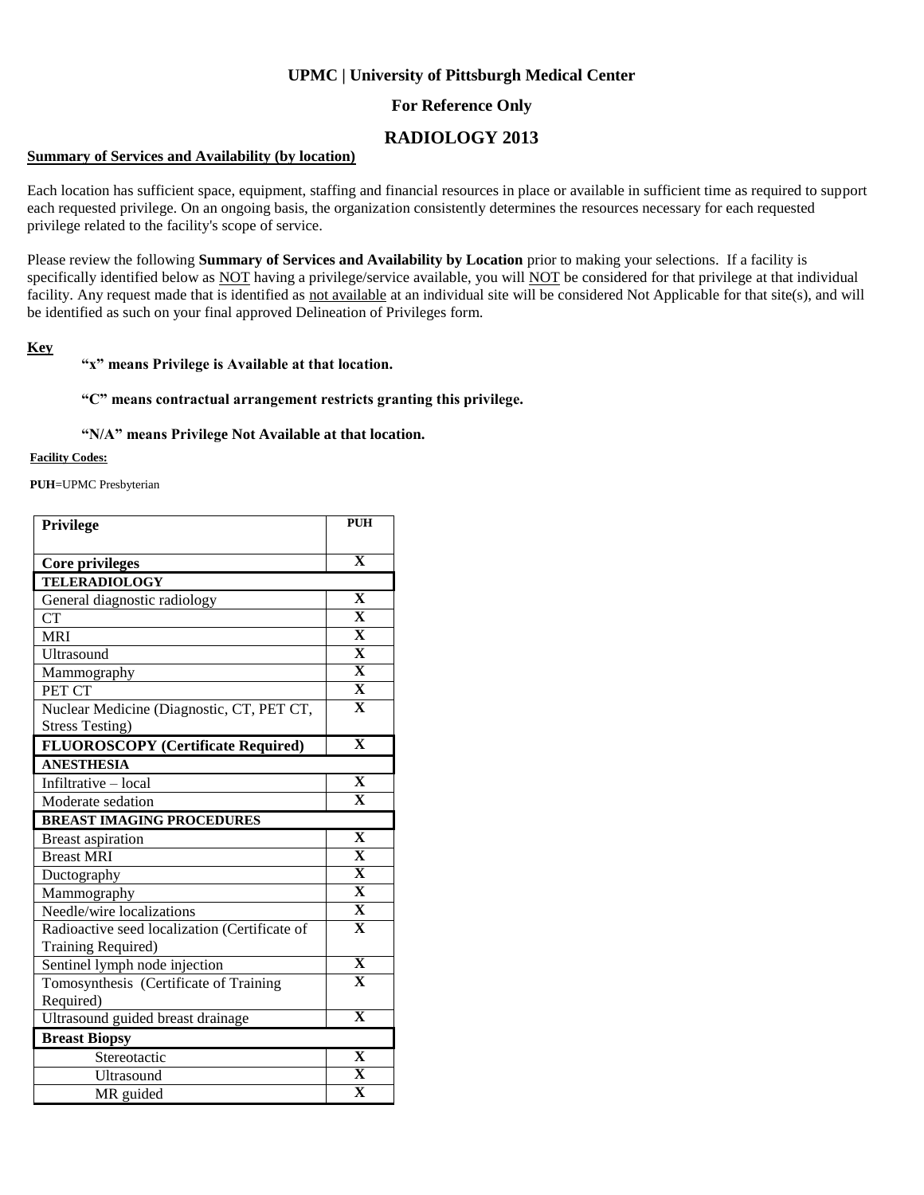**UPMC | University of Pittsburgh Medical Center**

**For Reference Only**

## RADIOLOGY 2013

**Summary of Services and Availability (by location)**

Each location has sufficient space, equipment, staffing and financial resources in place or available in sufficient time as required to support each requested privilege. On an ongoing basis, the organization consistently determines the resources necessary for each requested privilege related to the facility's scope of service.

Please review the following **Summary of Services and Availability by Location** prior to making your selections. If a facility is specifically identified below as NOT having a privilege/service available, you will NOT be considered for that privilege at that individual facility. Any request made that is identified as not available at an individual site will be considered Not Applicable for that site(s), and will be identified as such on your final approved Delineation of Privileges form.

**Key**

**"x" means Privilege is Available at that location.**

**"C" means contractual arrangement restricts granting this privilege.**

**"N/A" means Privilege Not Available at that location.**

**Facility Codes:**

**PUH**=UPMC Presbyterian

| Privilege | PUH |
|---|---|
| **Core privileges** | **X** |
| **TELERADIOLOGY** | |
| General diagnostic radiology | **X** |
| CT | **X** |
| MRI | **X** |
| Ultrasound | **X** |
| Mammography | **X** |
| PET CT | **X** |
| Nuclear Medicine (Diagnostic, CT, PET CT, Stress Testing) | **X** |
| **FLUOROSCOPY (Certificate Required)** | **X** |
| **ANESTHESIA** | |
| Infiltrative – local | **X** |
| Moderate sedation | **X** |
| **BREAST IMAGING PROCEDURES** | |
| Breast aspiration | **X** |
| Breast MRI | **X** |
| Ductography | **X** |
| Mammography | **X** |
| Needle/wire localizations | **X** |
| Radioactive seed localization (Certificate of Training Required) | **X** |
| Sentinel lymph node injection | **X** |
| Tomosynthesis (Certificate of Training Required) | **X** |
| Ultrasound guided breast drainage | **X** |
| **Breast Biopsy** | |
| Stereotactic | **X** |
| Ultrasound | **X** |
| MR guided | **X** |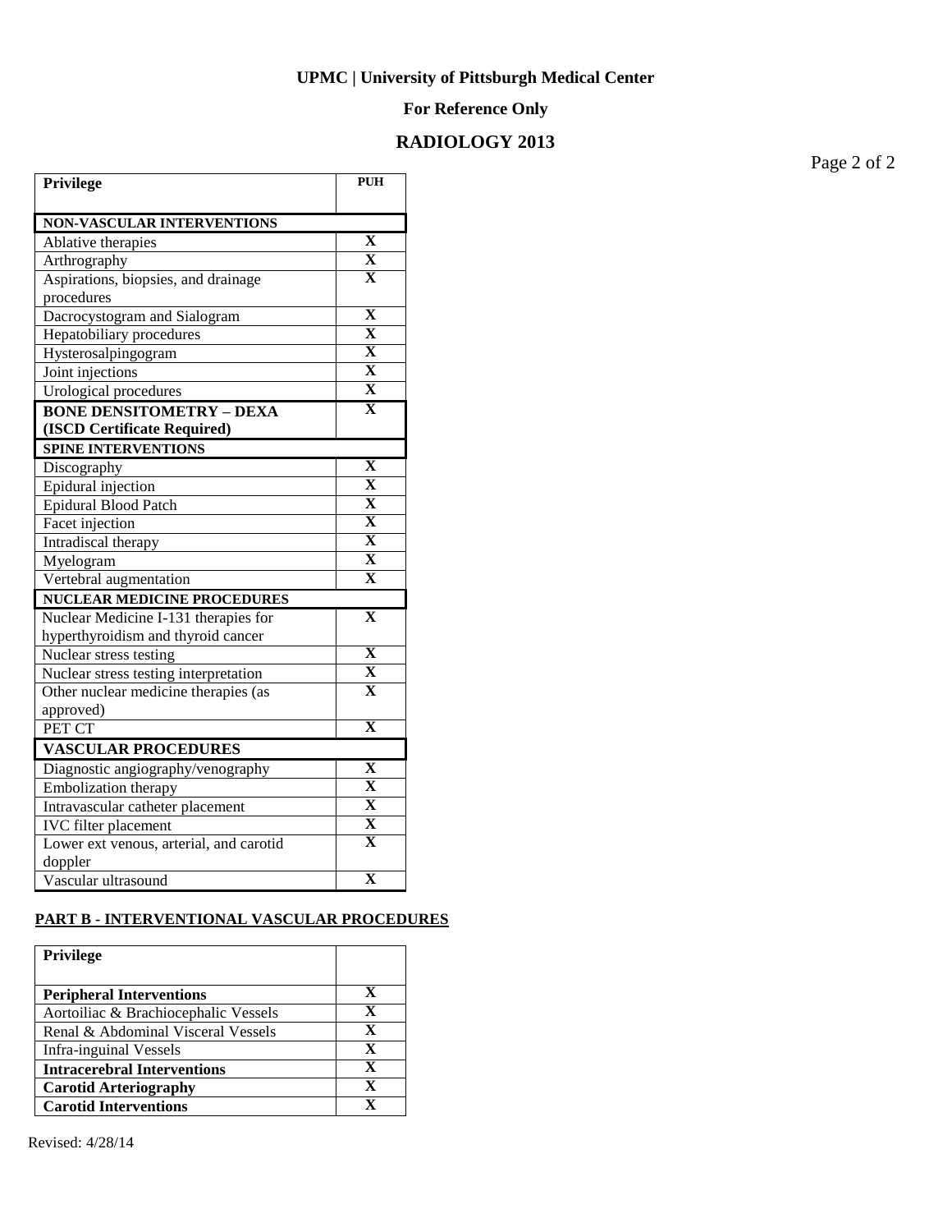**UPMC | University of Pittsburgh Medical Center**

**For Reference Only**

## RADIOLOGY 2013

| Privilege | PUH |
|---|---|
| **NON-VASCULAR INTERVENTIONS** | |
| Ablative therapies | X |
| Arthrography | X |
| Aspirations, biopsies, and drainage procedures | X |
| Dacrocystogram and Sialogram | X |
| Hepatobiliary procedures | X |
| Hysterosalpingogram | X |
| Joint injections | X |
| Urological procedures | X |
| **BONE DENSITOMETRY – DEXA (ISCD Certificate Required)** | X |
| **SPINE INTERVENTIONS** | |
| Discography | X |
| Epidural injection | X |
| Epidural Blood Patch | X |
| Facet injection | X |
| Intradiscal therapy | X |
| Myelogram | X |
| Vertebral augmentation | X |
| **NUCLEAR MEDICINE PROCEDURES** | |
| Nuclear Medicine I-131 therapies for hyperthyroidism and thyroid cancer | X |
| Nuclear stress testing | X |
| Nuclear stress testing interpretation | X |
| Other nuclear medicine therapies (as approved) | X |
| PET CT | X |
| **VASCULAR PROCEDURES** | |
| Diagnostic angiography/venography | X |
| Embolization therapy | X |
| Intravascular catheter placement | X |
| IVC filter placement | X |
| Lower ext venous, arterial, and carotid doppler | X |
| Vascular ultrasound | X |

**PART B - INTERVENTIONAL VASCULAR PROCEDURES**

| Privilege | |
|---|---|
| **Peripheral Interventions** | X |
| Aortoiliac & Brachiocephalic Vessels | X |
| Renal & Abdominal Visceral Vessels | X |
| Infra-inguinal Vessels | X |
| **Intracerebral Interventions** | X |
| **Carotid Arteriography** | X |
| **Carotid Interventions** | X |

Revised: 4/28/14